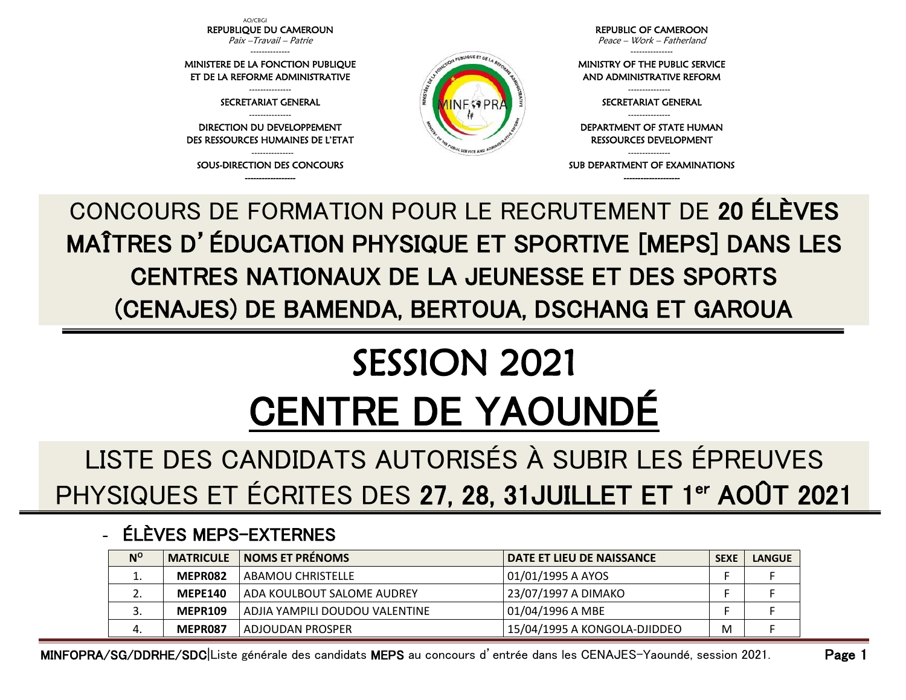AO/CBGI

| REPUBLIQUE DU CAMEROUN | REPUBLIC OF CAMEROON |
|---|---|
| *Paix –Travail – Patrie* | *Peace – Work – Fatherland* |
| MINISTERE DE LA FONCTION PUBLIQUE ET DE LA REFORME ADMINISTRATIVE | MINISTRY OF THE PUBLIC SERVICE AND ADMINISTRATIVE REFORM |
| SECRETARIAT GENERAL | SECRETARIAT GENERAL |
| DIRECTION DU DEVELOPPEMENT DES RESSOURCES HUMAINES DE L'ETAT | DEPARTMENT OF STATE HUMAN RESSOURCES DEVELOPMENT |
| SOUS-DIRECTION DES CONCOURS | SUB DEPARTMENT OF EXAMINATIONS |

# CONCOURS DE FORMATION POUR LE RECRUTEMENT DE **20 ÉLÈVES MAÎTRES D'ÉDUCATION PHYSIQUE ET SPORTIVE [MEPS] DANS LES CENTRES NATIONAUX DE LA JEUNESSE ET DES SPORTS (CENAJES) DE BAMENDA, BERTOUA, DSCHANG ET GAROUA**

# SESSION 2021

# CENTRE DE YAOUNDÉ

## LISTE DES CANDIDATS AUTORISÉS À SUBIR LES ÉPREUVES PHYSIQUES ET ÉCRITES DES **27, 28, 31JUILLET ET 1er AOÛT 2021**

### - ÉLÈVES MEPS-EXTERNES

| N° | MATRICULE | NOMS ET PRÉNOMS | DATE ET LIEU DE NAISSANCE | SEXE | LANGUE |
|---|---|---|---|---|---|
| 1. | **MEPR082** | ABAMOU CHRISTELLE | 01/01/1995 A AYOS | F | F |
| 2. | **MEPE140** | ADA KOULBOUT SALOME AUDREY | 23/07/1997 A DIMAKO | F | F |
| 3. | **MEPR109** | ADJIA YAMPILI DOUDOU VALENTINE | 01/04/1996 A MBE | F | F |
| 4. | **MEPR087** | ADJOUDAN PROSPER | 15/04/1995 A KONGOLA-DJIDDEO | M | F |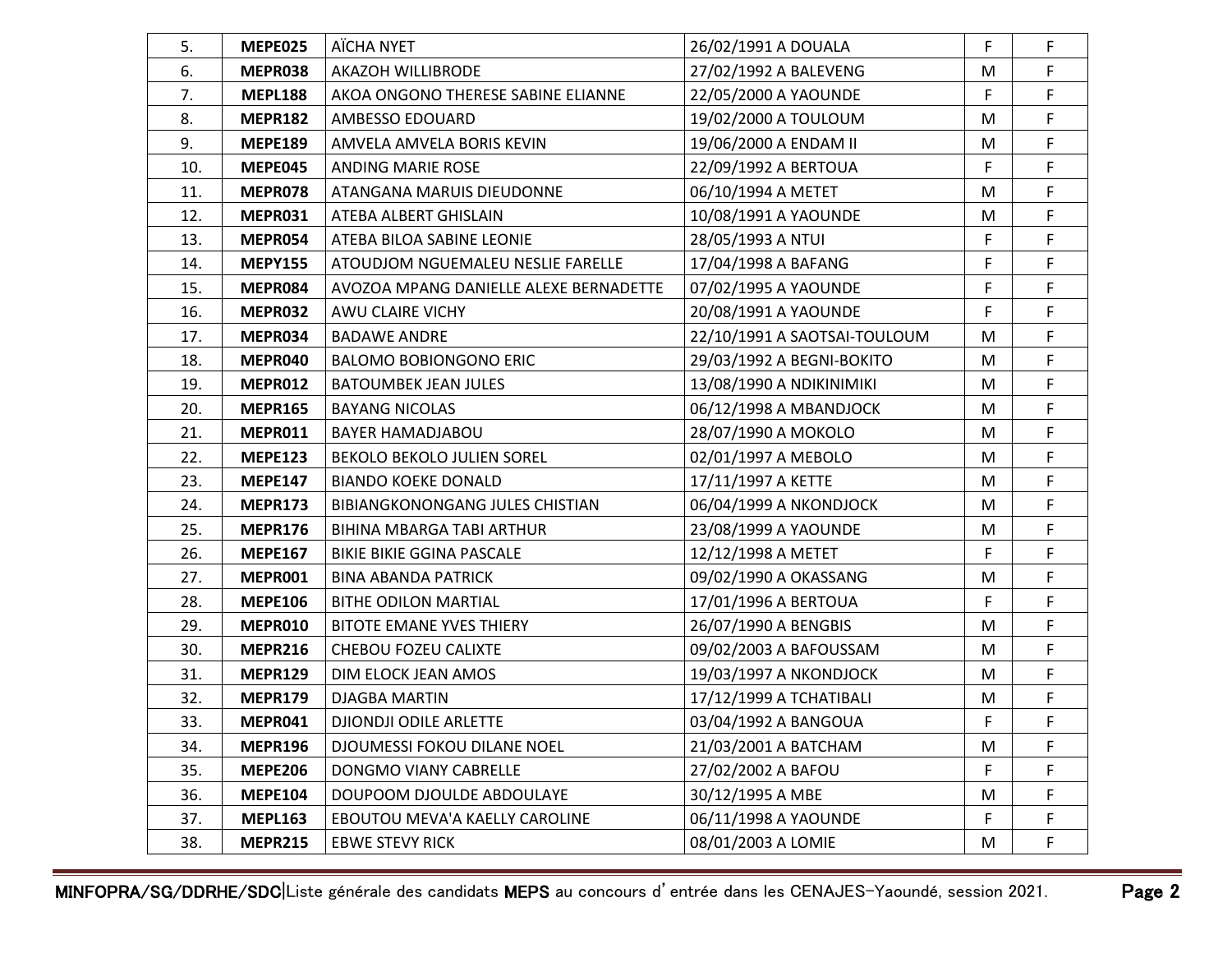| | | | | | |
|---|---|---|---|---|---|
| 5. | **MEPE025** | AÏCHA NYET | 26/02/1991 A DOUALA | F | F |
| 6. | **MEPR038** | AKAZOH WILLIBRODE | 27/02/1992 A BALEVENG | M | F |
| 7. | **MEPL188** | AKOA ONGONO THERESE SABINE ELIANNE | 22/05/2000 A YAOUNDE | F | F |
| 8. | **MEPR182** | AMBESSO EDOUARD | 19/02/2000 A TOULOUM | M | F |
| 9. | **MEPE189** | AMVELA AMVELA BORIS KEVIN | 19/06/2000 A ENDAM II | M | F |
| 10. | **MEPE045** | ANDING MARIE ROSE | 22/09/1992 A BERTOUA | F | F |
| 11. | **MEPR078** | ATANGANA MARUIS DIEUDONNE | 06/10/1994 A METET | M | F |
| 12. | **MEPR031** | ATEBA ALBERT GHISLAIN | 10/08/1991 A YAOUNDE | M | F |
| 13. | **MEPR054** | ATEBA BILOA SABINE LEONIE | 28/05/1993 A NTUI | F | F |
| 14. | **MEPY155** | ATOUDJOM NGUEMALEU NESLIE FARELLE | 17/04/1998 A BAFANG | F | F |
| 15. | **MEPR084** | AVOZOA MPANG DANIELLE ALEXE BERNADETTE | 07/02/1995 A YAOUNDE | F | F |
| 16. | **MEPR032** | AWU CLAIRE VICHY | 20/08/1991 A YAOUNDE | F | F |
| 17. | **MEPR034** | BADAWE ANDRE | 22/10/1991 A SAOTSAI-TOULOUM | M | F |
| 18. | **MEPR040** | BALOMO BOBIONGONO ERIC | 29/03/1992 A BEGNI-BOKITO | M | F |
| 19. | **MEPR012** | BATOUMBEK JEAN JULES | 13/08/1990 A NDIKINIMIKI | M | F |
| 20. | **MEPR165** | BAYANG NICOLAS | 06/12/1998 A MBANDJOCK | M | F |
| 21. | **MEPR011** | BAYER HAMADJABOU | 28/07/1990 A MOKOLO | M | F |
| 22. | **MEPE123** | BEKOLO BEKOLO JULIEN SOREL | 02/01/1997 A MEBOLO | M | F |
| 23. | **MEPE147** | BIANDO KOEKE DONALD | 17/11/1997 A KETTE | M | F |
| 24. | **MEPR173** | BIBIANGKONONGANG JULES CHISTIAN | 06/04/1999 A NKONDJOCK | M | F |
| 25. | **MEPR176** | BIHINA MBARGA TABI ARTHUR | 23/08/1999 A YAOUNDE | M | F |
| 26. | **MEPE167** | BIKIE BIKIE GGINA PASCALE | 12/12/1998 A METET | F | F |
| 27. | **MEPR001** | BINA ABANDA PATRICK | 09/02/1990 A OKASSANG | M | F |
| 28. | **MEPE106** | BITHE ODILON MARTIAL | 17/01/1996 A BERTOUA | F | F |
| 29. | **MEPR010** | BITOTE EMANE YVES THIERY | 26/07/1990 A BENGBIS | M | F |
| 30. | **MEPR216** | CHEBOU FOZEU CALIXTE | 09/02/2003 A BAFOUSSAM | M | F |
| 31. | **MEPR129** | DIM ELOCK JEAN AMOS | 19/03/1997 A NKONDJOCK | M | F |
| 32. | **MEPR179** | DJAGBA MARTIN | 17/12/1999 A TCHATIBALI | M | F |
| 33. | **MEPR041** | DJIONDJI ODILE ARLETTE | 03/04/1992 A BANGOUA | F | F |
| 34. | **MEPR196** | DJOUMESSI FOKOU DILANE NOEL | 21/03/2001 A BATCHAM | M | F |
| 35. | **MEPE206** | DONGMO VIANY CABRELLE | 27/02/2002 A BAFOU | F | F |
| 36. | **MEPE104** | DOUPOOM DJOULDE ABDOULAYE | 30/12/1995 A MBE | M | F |
| 37. | **MEPL163** | EBOUTOU MEVA'A KAELLY CAROLINE | 06/11/1998 A YAOUNDE | F | F |
| 38. | **MEPR215** | EBWE STEVY RICK | 08/01/2003 A LOMIE | M | F |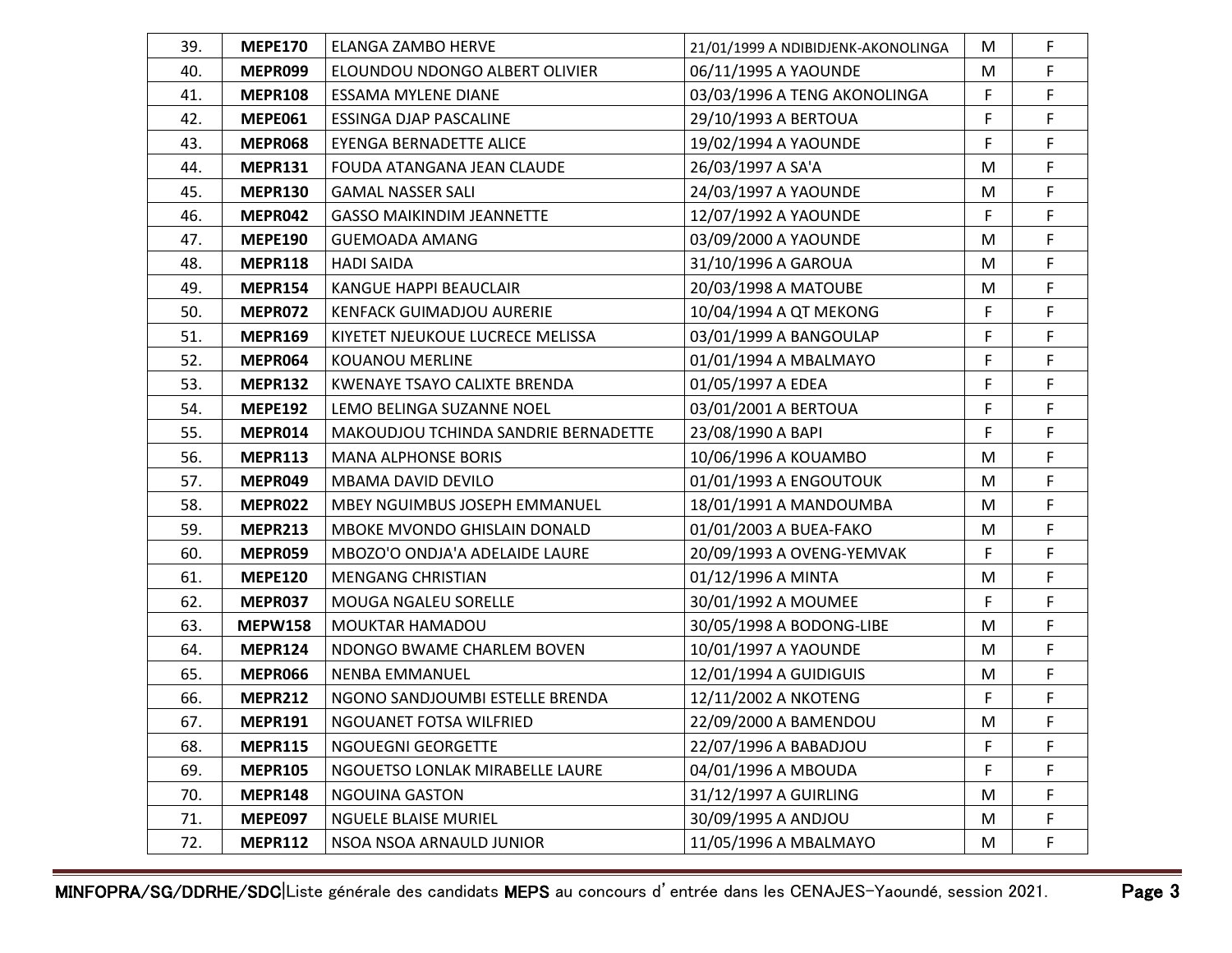| 39. | **MEPE170** | ELANGA ZAMBO HERVE | 21/01/1999 A NDIBIDJENK-AKONOLINGA | M | F |
|---|---|---|---|---|---|
| 40. | **MEPR099** | ELOUNDOU NDONGO ALBERT OLIVIER | 06/11/1995 A YAOUNDE | M | F |
| 41. | **MEPR108** | ESSAMA MYLENE DIANE | 03/03/1996 A TENG AKONOLINGA | F | F |
| 42. | **MEPE061** | ESSINGA DJAP PASCALINE | 29/10/1993 A BERTOUA | F | F |
| 43. | **MEPR068** | EYENGA BERNADETTE ALICE | 19/02/1994 A YAOUNDE | F | F |
| 44. | **MEPR131** | FOUDA ATANGANA JEAN CLAUDE | 26/03/1997 A SA'A | M | F |
| 45. | **MEPR130** | GAMAL NASSER SALI | 24/03/1997 A YAOUNDE | M | F |
| 46. | **MEPR042** | GASSO MAIKINDIM JEANNETTE | 12/07/1992 A YAOUNDE | F | F |
| 47. | **MEPE190** | GUEMOADA AMANG | 03/09/2000 A YAOUNDE | M | F |
| 48. | **MEPR118** | HADI SAIDA | 31/10/1996 A GAROUA | M | F |
| 49. | **MEPR154** | KANGUE HAPPI BEAUCLAIR | 20/03/1998 A MATOUBE | M | F |
| 50. | **MEPR072** | KENFACK GUIMADJOU AURERIE | 10/04/1994 A QT MEKONG | F | F |
| 51. | **MEPR169** | KIYETET NJEUKOUE LUCRECE MELISSA | 03/01/1999 A BANGOULAP | F | F |
| 52. | **MEPR064** | KOUANOU MERLINE | 01/01/1994 A MBALMAYO | F | F |
| 53. | **MEPR132** | KWENAYE TSAYO CALIXTE BRENDA | 01/05/1997 A EDEA | F | F |
| 54. | **MEPE192** | LEMO BELINGA SUZANNE NOEL | 03/01/2001 A BERTOUA | F | F |
| 55. | **MEPR014** | MAKOUDJOU TCHINDA SANDRIE BERNADETTE | 23/08/1990 A BAPI | F | F |
| 56. | **MEPR113** | MANA ALPHONSE BORIS | 10/06/1996 A KOUAMBO | M | F |
| 57. | **MEPR049** | MBAMA DAVID DEVILO | 01/01/1993 A ENGOUTOUK | M | F |
| 58. | **MEPR022** | MBEY NGUIMBUS JOSEPH EMMANUEL | 18/01/1991 A MANDOUMBA | M | F |
| 59. | **MEPR213** | MBOKE MVONDO GHISLAIN DONALD | 01/01/2003 A BUEA-FAKO | M | F |
| 60. | **MEPR059** | MBOZO'O ONDJA'A ADELAIDE LAURE | 20/09/1993 A OVENG-YEMVAK | F | F |
| 61. | **MEPE120** | MENGANG CHRISTIAN | 01/12/1996 A MINTA | M | F |
| 62. | **MEPR037** | MOUGA NGALEU SORELLE | 30/01/1992 A MOUMEE | F | F |
| 63. | **MEPW158** | MOUKTAR HAMADOU | 30/05/1998 A BODONG-LIBE | M | F |
| 64. | **MEPR124** | NDONGO BWAME CHARLEM BOVEN | 10/01/1997 A YAOUNDE | M | F |
| 65. | **MEPR066** | NENBA EMMANUEL | 12/01/1994 A GUIDIGUIS | M | F |
| 66. | **MEPR212** | NGONO SANDJOUMBI ESTELLE BRENDA | 12/11/2002 A NKOTENG | F | F |
| 67. | **MEPR191** | NGOUANET FOTSA WILFRIED | 22/09/2000 A BAMENDOU | M | F |
| 68. | **MEPR115** | NGOUEGNI GEORGETTE | 22/07/1996 A BABADJOU | F | F |
| 69. | **MEPR105** | NGOUETSO LONLAK MIRABELLE LAURE | 04/01/1996 A MBOUDA | F | F |
| 70. | **MEPR148** | NGOUINA GASTON | 31/12/1997 A GUIRLING | M | F |
| 71. | **MEPE097** | NGUELE BLAISE MURIEL | 30/09/1995 A ANDJOU | M | F |
| 72. | **MEPR112** | NSOA NSOA ARNAULD JUNIOR | 11/05/1996 A MBALMAYO | M | F |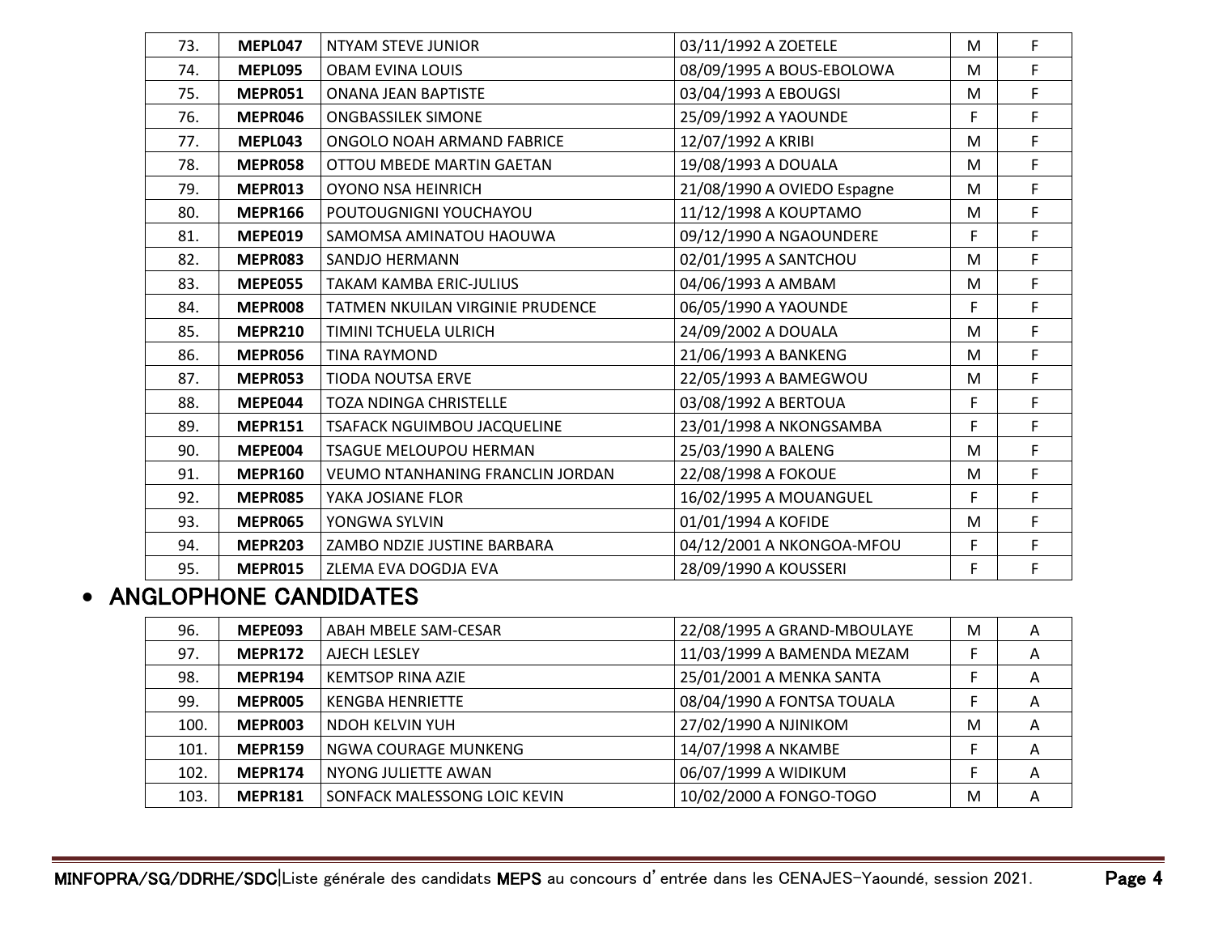| | | | | | |
|---|---|---|---|---|---|
| 73. | **MEPL047** | NTYAM STEVE JUNIOR | 03/11/1992 A ZOETELE | M | F |
| 74. | **MEPL095** | OBAM EVINA LOUIS | 08/09/1995 A BOUS-EBOLOWA | M | F |
| 75. | **MEPR051** | ONANA JEAN BAPTISTE | 03/04/1993 A EBOUGSI | M | F |
| 76. | **MEPR046** | ONGBASSILEK SIMONE | 25/09/1992 A YAOUNDE | F | F |
| 77. | **MEPL043** | ONGOLO NOAH ARMAND FABRICE | 12/07/1992 A KRIBI | M | F |
| 78. | **MEPR058** | OTTOU MBEDE MARTIN GAETAN | 19/08/1993 A DOUALA | M | F |
| 79. | **MEPR013** | OYONO NSA HEINRICH | 21/08/1990 A OVIEDO Espagne | M | F |
| 80. | **MEPR166** | POUTOUGNIGNI YOUCHAYOU | 11/12/1998 A KOUPTAMO | M | F |
| 81. | **MEPE019** | SAMOMSA AMINATOU HAOUWA | 09/12/1990 A NGAOUNDERE | F | F |
| 82. | **MEPR083** | SANDJO HERMANN | 02/01/1995 A SANTCHOU | M | F |
| 83. | **MEPE055** | TAKAM KAMBA ERIC-JULIUS | 04/06/1993 A AMBAM | M | F |
| 84. | **MEPR008** | TATMEN NKUILAN VIRGINIE PRUDENCE | 06/05/1990 A YAOUNDE | F | F |
| 85. | **MEPR210** | TIMINI TCHUELA ULRICH | 24/09/2002 A DOUALA | M | F |
| 86. | **MEPR056** | TINA RAYMOND | 21/06/1993 A BANKENG | M | F |
| 87. | **MEPR053** | TIODA NOUTSA ERVE | 22/05/1993 A BAMEGWOU | M | F |
| 88. | **MEPE044** | TOZA NDINGA CHRISTELLE | 03/08/1992 A BERTOUA | F | F |
| 89. | **MEPR151** | TSAFACK NGUIMBOU JACQUELINE | 23/01/1998 A NKONGSAMBA | F | F |
| 90. | **MEPE004** | TSAGUE MELOUPOU HERMAN | 25/03/1990 A BALENG | M | F |
| 91. | **MEPR160** | VEUMO NTANHANING FRANCLIN JORDAN | 22/08/1998 A FOKOUE | M | F |
| 92. | **MEPR085** | YAKA JOSIANE FLOR | 16/02/1995 A MOUANGUEL | F | F |
| 93. | **MEPR065** | YONGWA SYLVIN | 01/01/1994 A KOFIDE | M | F |
| 94. | **MEPR203** | ZAMBO NDZIE JUSTINE BARBARA | 04/12/2001 A NKONGOA-MFOU | F | F |
| 95. | **MEPR015** | ZLEMA EVA DOGDJA EVA | 28/09/1990 A KOUSSERI | F | F |

- **ANGLOPHONE CANDIDATES**

| | | | | | |
|---|---|---|---|---|---|
| 96. | **MEPE093** | ABAH MBELE SAM-CESAR | 22/08/1995 A GRAND-MBOULAYE | M | A |
| 97. | **MEPR172** | AJECH LESLEY | 11/03/1999 A BAMENDA MEZAM | F | A |
| 98. | **MEPR194** | KEMTSOP RINA AZIE | 25/01/2001 A MENKA SANTA | F | A |
| 99. | **MEPR005** | KENGBA HENRIETTE | 08/04/1990 A FONTSA TOUALA | F | A |
| 100. | **MEPR003** | NDOH KELVIN YUH | 27/02/1990 A NJINIKOM | M | A |
| 101. | **MEPR159** | NGWA COURAGE MUNKENG | 14/07/1998 A NKAMBE | F | A |
| 102. | **MEPR174** | NYONG JULIETTE AWAN | 06/07/1999 A WIDIKUM | F | A |
| 103. | **MEPR181** | SONFACK MALESSONG LOIC KEVIN | 10/02/2000 A FONGO-TOGO | M | A |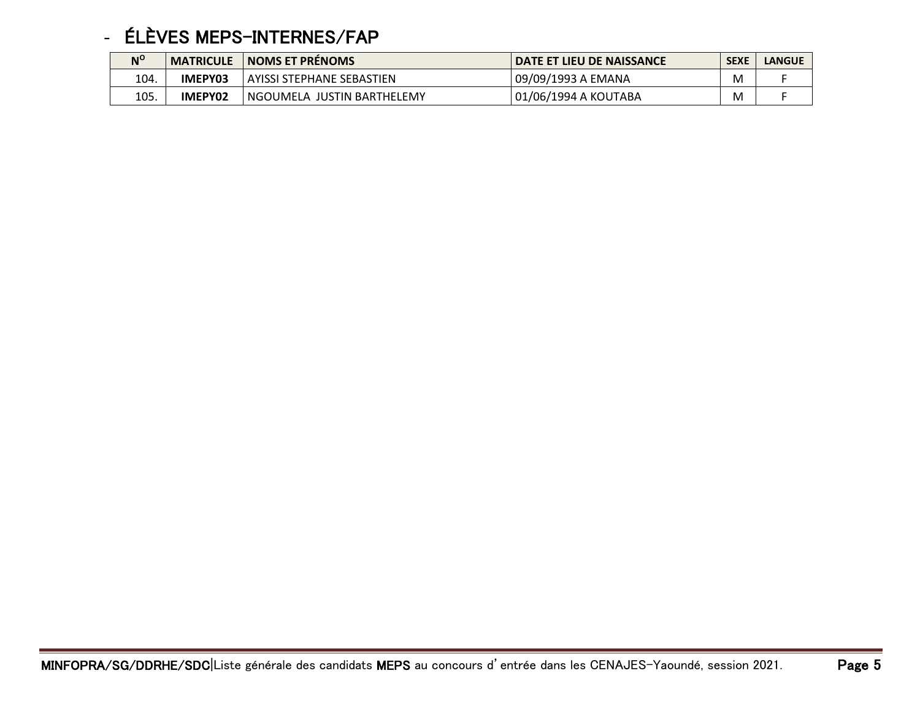- ÉLÈVES MEPS-INTERNES/FAP

| N° | MATRICULE | NOMS ET PRÉNOMS | DATE ET LIEU DE NAISSANCE | SEXE | LANGUE |
|---|---|---|---|---|---|
| 104. | **IMEPY03** | AYISSI STEPHANE SEBASTIEN | 09/09/1993 A EMANA | M | F |
| 105. | **IMEPY02** | NGOUMELA JUSTIN BARTHELEMY | 01/06/1994 A KOUTABA | M | F |